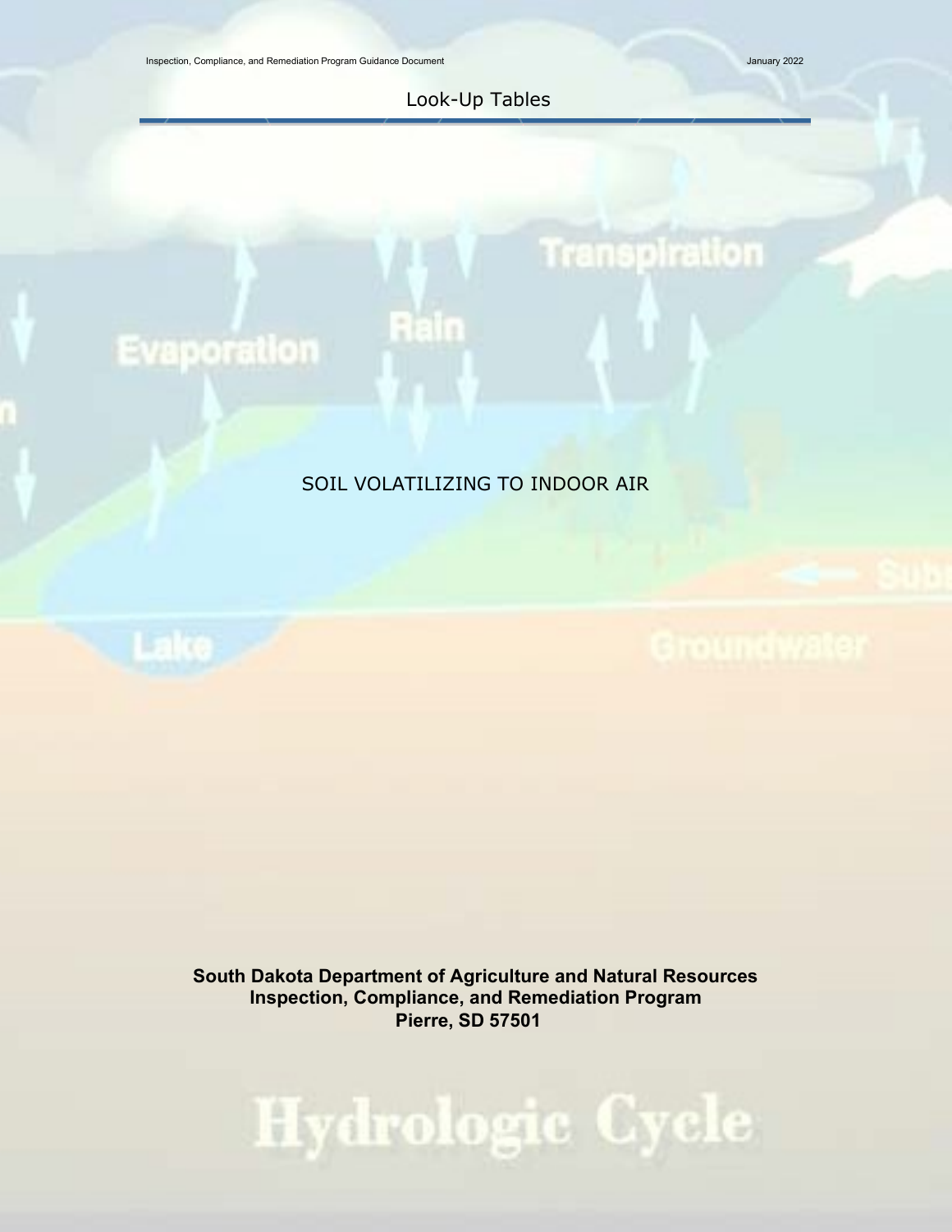# Look-Up Tables

## SOIL VOLATILIZING TO INDOOR AIR

**South Dakota Department of Agriculture and Natural Resources**
**Inspection, Compliance, and Remediation Program**
**Pierre, SD 57501**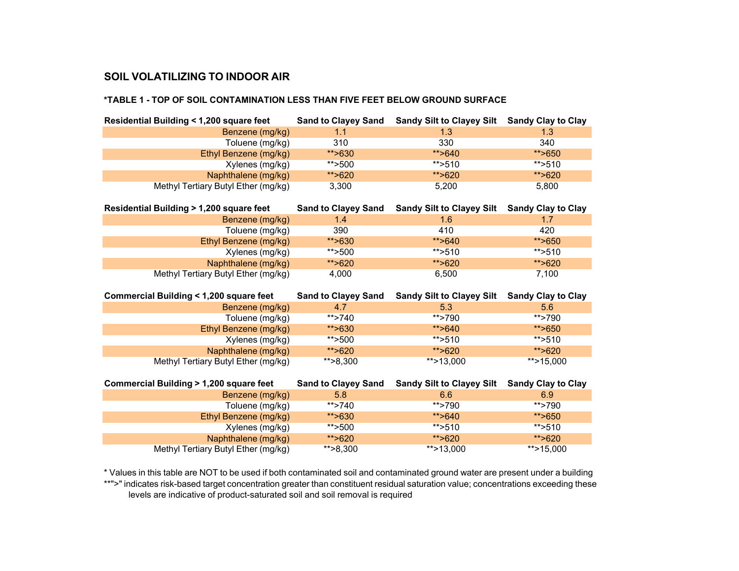## SOIL VOLATILIZING TO INDOOR AIR

### *TABLE 1 - TOP OF SOIL CONTAMINATION LESS THAN FIVE FEET BELOW GROUND SURFACE

| Residential Building < 1,200 square feet | Sand to Clayey Sand | Sandy Silt to Clayey Silt | Sandy Clay to Clay |
|---|---|---|---|
| Benzene (mg/kg) | 1.1 | 1.3 | 1.3 |
| Toluene (mg/kg) | 310 | 330 | 340 |
| Ethyl Benzene (mg/kg) | **>630 | **>640 | **>650 |
| Xylenes (mg/kg) | **>500 | **>510 | **>510 |
| Naphthalene (mg/kg) | **>620 | **>620 | **>620 |
| Methyl Tertiary Butyl Ether (mg/kg) | 3,300 | 5,200 | 5,800 |

| Residential Building > 1,200 square feet | Sand to Clayey Sand | Sandy Silt to Clayey Silt | Sandy Clay to Clay |
|---|---|---|---|
| Benzene (mg/kg) | 1.4 | 1.6 | 1.7 |
| Toluene (mg/kg) | 390 | 410 | 420 |
| Ethyl Benzene (mg/kg) | **>630 | **>640 | **>650 |
| Xylenes (mg/kg) | **>500 | **>510 | **>510 |
| Naphthalene (mg/kg) | **>620 | **>620 | **>620 |
| Methyl Tertiary Butyl Ether (mg/kg) | 4,000 | 6,500 | 7,100 |

| Commercial Building < 1,200 square feet | Sand to Clayey Sand | Sandy Silt to Clayey Silt | Sandy Clay to Clay |
|---|---|---|---|
| Benzene (mg/kg) | 4.7 | 5.3 | 5.6 |
| Toluene (mg/kg) | **>740 | **>790 | **>790 |
| Ethyl Benzene (mg/kg) | **>630 | **>640 | **>650 |
| Xylenes (mg/kg) | **>500 | **>510 | **>510 |
| Naphthalene (mg/kg) | **>620 | **>620 | **>620 |
| Methyl Tertiary Butyl Ether (mg/kg) | **>8,300 | **>13,000 | **>15,000 |

| Commercial Building > 1,200 square feet | Sand to Clayey Sand | Sandy Silt to Clayey Silt | Sandy Clay to Clay |
|---|---|---|---|
| Benzene (mg/kg) | 5.8 | 6.6 | 6.9 |
| Toluene (mg/kg) | **>740 | **>790 | **>790 |
| Ethyl Benzene (mg/kg) | **>630 | **>640 | **>650 |
| Xylenes (mg/kg) | **>500 | **>510 | **>510 |
| Naphthalene (mg/kg) | **>620 | **>620 | **>620 |
| Methyl Tertiary Butyl Ether (mg/kg) | **>8,300 | **>13,000 | **>15,000 |

* Values in this table are NOT to be used if both contaminated soil and contaminated ground water are present under a building

**">" indicates risk-based target concentration greater than constituent residual saturation value; concentrations exceeding these levels are indicative of product-saturated soil and soil removal is required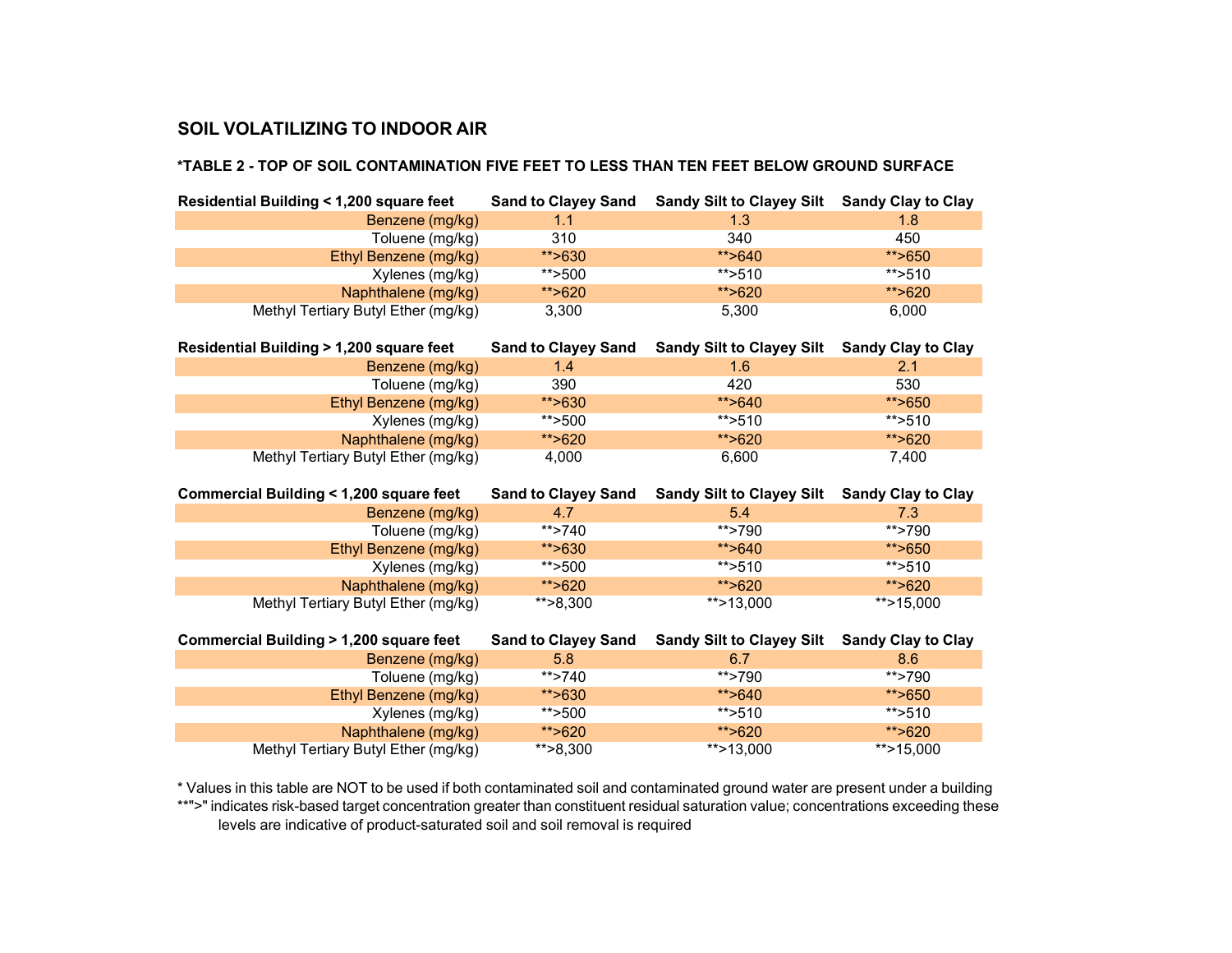## SOIL VOLATILIZING TO INDOOR AIR

### *TABLE 2 - TOP OF SOIL CONTAMINATION FIVE FEET TO LESS THAN TEN FEET BELOW GROUND SURFACE

| Residential Building < 1,200 square feet | Sand to Clayey Sand | Sandy Silt to Clayey Silt | Sandy Clay to Clay |
|---|---|---|---|
| Benzene (mg/kg) | 1.1 | 1.3 | 1.8 |
| Toluene (mg/kg) | 310 | 340 | 450 |
| Ethyl Benzene (mg/kg) | **>630 | **>640 | **>650 |
| Xylenes (mg/kg) | **>500 | **>510 | **>510 |
| Naphthalene (mg/kg) | **>620 | **>620 | **>620 |
| Methyl Tertiary Butyl Ether (mg/kg) | 3,300 | 5,300 | 6,000 |

| Residential Building > 1,200 square feet | Sand to Clayey Sand | Sandy Silt to Clayey Silt | Sandy Clay to Clay |
|---|---|---|---|
| Benzene (mg/kg) | 1.4 | 1.6 | 2.1 |
| Toluene (mg/kg) | 390 | 420 | 530 |
| Ethyl Benzene (mg/kg) | **>630 | **>640 | **>650 |
| Xylenes (mg/kg) | **>500 | **>510 | **>510 |
| Naphthalene (mg/kg) | **>620 | **>620 | **>620 |
| Methyl Tertiary Butyl Ether (mg/kg) | 4,000 | 6,600 | 7,400 |

| Commercial Building < 1,200 square feet | Sand to Clayey Sand | Sandy Silt to Clayey Silt | Sandy Clay to Clay |
|---|---|---|---|
| Benzene (mg/kg) | 4.7 | 5.4 | 7.3 |
| Toluene (mg/kg) | **>740 | **>790 | **>790 |
| Ethyl Benzene (mg/kg) | **>630 | **>640 | **>650 |
| Xylenes (mg/kg) | **>500 | **>510 | **>510 |
| Naphthalene (mg/kg) | **>620 | **>620 | **>620 |
| Methyl Tertiary Butyl Ether (mg/kg) | **>8,300 | **>13,000 | **>15,000 |

| Commercial Building > 1,200 square feet | Sand to Clayey Sand | Sandy Silt to Clayey Silt | Sandy Clay to Clay |
|---|---|---|---|
| Benzene (mg/kg) | 5.8 | 6.7 | 8.6 |
| Toluene (mg/kg) | **>740 | **>790 | **>790 |
| Ethyl Benzene (mg/kg) | **>630 | **>640 | **>650 |
| Xylenes (mg/kg) | **>500 | **>510 | **>510 |
| Naphthalene (mg/kg) | **>620 | **>620 | **>620 |
| Methyl Tertiary Butyl Ether (mg/kg) | **>8,300 | **>13,000 | **>15,000 |

\* Values in this table are NOT to be used if both contaminated soil and contaminated ground water are present under a building

**">" indicates risk-based target concentration greater than constituent residual saturation value; concentrations exceeding these levels are indicative of product-saturated soil and soil removal is required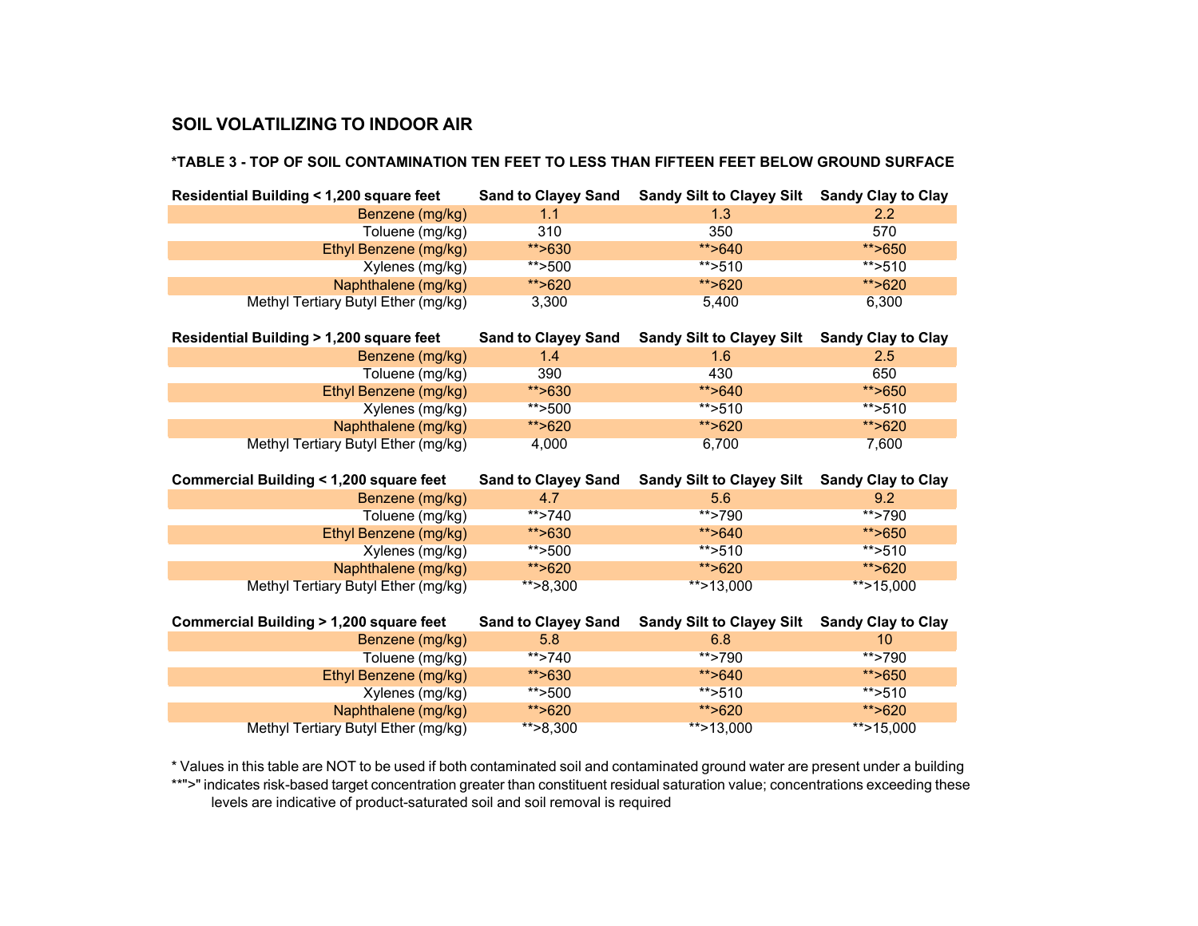## SOIL VOLATILIZING TO INDOOR AIR

### *TABLE 3 - TOP OF SOIL CONTAMINATION TEN FEET TO LESS THAN FIFTEEN FEET BELOW GROUND SURFACE

| Residential Building < 1,200 square feet | Sand to Clayey Sand | Sandy Silt to Clayey Silt | Sandy Clay to Clay |
|---|---|---|---|
| Benzene (mg/kg) | 1.1 | 1.3 | 2.2 |
| Toluene (mg/kg) | 310 | 350 | 570 |
| Ethyl Benzene (mg/kg) | **>630 | **>640 | **>650 |
| Xylenes (mg/kg) | **>500 | **>510 | **>510 |
| Naphthalene (mg/kg) | **>620 | **>620 | **>620 |
| Methyl Tertiary Butyl Ether (mg/kg) | 3,300 | 5,400 | 6,300 |

| Residential Building > 1,200 square feet | Sand to Clayey Sand | Sandy Silt to Clayey Silt | Sandy Clay to Clay |
|---|---|---|---|
| Benzene (mg/kg) | 1.4 | 1.6 | 2.5 |
| Toluene (mg/kg) | 390 | 430 | 650 |
| Ethyl Benzene (mg/kg) | **>630 | **>640 | **>650 |
| Xylenes (mg/kg) | **>500 | **>510 | **>510 |
| Naphthalene (mg/kg) | **>620 | **>620 | **>620 |
| Methyl Tertiary Butyl Ether (mg/kg) | 4,000 | 6,700 | 7,600 |

| Commercial Building < 1,200 square feet | Sand to Clayey Sand | Sandy Silt to Clayey Silt | Sandy Clay to Clay |
|---|---|---|---|
| Benzene (mg/kg) | 4.7 | 5.6 | 9.2 |
| Toluene (mg/kg) | **>740 | **>790 | **>790 |
| Ethyl Benzene (mg/kg) | **>630 | **>640 | **>650 |
| Xylenes (mg/kg) | **>500 | **>510 | **>510 |
| Naphthalene (mg/kg) | **>620 | **>620 | **>620 |
| Methyl Tertiary Butyl Ether (mg/kg) | **>8,300 | **>13,000 | **>15,000 |

| Commercial Building > 1,200 square feet | Sand to Clayey Sand | Sandy Silt to Clayey Silt | Sandy Clay to Clay |
|---|---|---|---|
| Benzene (mg/kg) | 5.8 | 6.8 | 10 |
| Toluene (mg/kg) | **>740 | **>790 | **>790 |
| Ethyl Benzene (mg/kg) | **>630 | **>640 | **>650 |
| Xylenes (mg/kg) | **>500 | **>510 | **>510 |
| Naphthalene (mg/kg) | **>620 | **>620 | **>620 |
| Methyl Tertiary Butyl Ether (mg/kg) | **>8,300 | **>13,000 | **>15,000 |

\* Values in this table are NOT to be used if both contaminated soil and contaminated ground water are present under a building

**">" indicates risk-based target concentration greater than constituent residual saturation value; concentrations exceeding these levels are indicative of product-saturated soil and soil removal is required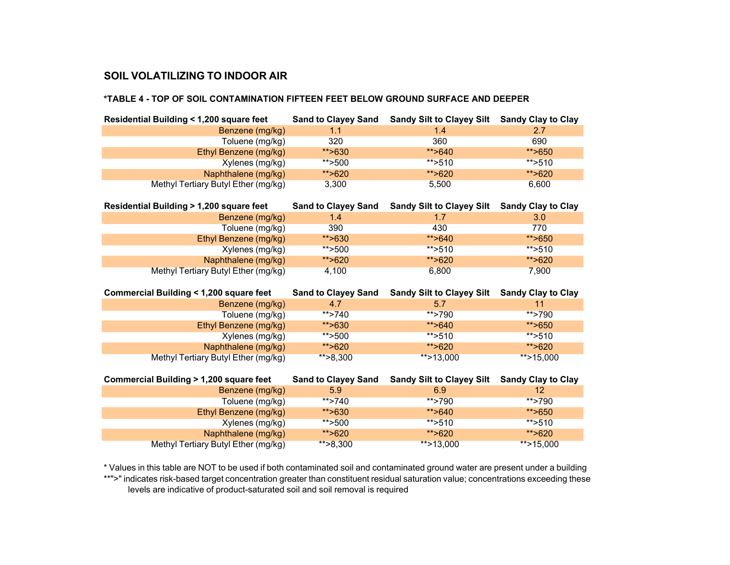## SOIL VOLATILIZING TO INDOOR AIR

### *TABLE 4 - TOP OF SOIL CONTAMINATION FIFTEEN FEET BELOW GROUND SURFACE AND DEEPER

| Residential Building < 1,200 square feet | Sand to Clayey Sand | Sandy Silt to Clayey Silt | Sandy Clay to Clay |
|---|---|---|---|
| Benzene (mg/kg) | 1.1 | 1.4 | 2.7 |
| Toluene (mg/kg) | 320 | 360 | 690 |
| Ethyl Benzene (mg/kg) | **>630 | **>640 | **>650 |
| Xylenes (mg/kg) | **>500 | **>510 | **>510 |
| Naphthalene (mg/kg) | **>620 | **>620 | **>620 |
| Methyl Tertiary Butyl Ether (mg/kg) | 3,300 | 5,500 | 6,600 |

| Residential Building > 1,200 square feet | Sand to Clayey Sand | Sandy Silt to Clayey Silt | Sandy Clay to Clay |
|---|---|---|---|
| Benzene (mg/kg) | 1.4 | 1.7 | 3.0 |
| Toluene (mg/kg) | 390 | 430 | 770 |
| Ethyl Benzene (mg/kg) | **>630 | **>640 | **>650 |
| Xylenes (mg/kg) | **>500 | **>510 | **>510 |
| Naphthalene (mg/kg) | **>620 | **>620 | **>620 |
| Methyl Tertiary Butyl Ether (mg/kg) | 4,100 | 6,800 | 7,900 |

| Commercial Building < 1,200 square feet | Sand to Clayey Sand | Sandy Silt to Clayey Silt | Sandy Clay to Clay |
|---|---|---|---|
| Benzene (mg/kg) | 4.7 | 5.7 | 11 |
| Toluene (mg/kg) | **>740 | **>790 | **>790 |
| Ethyl Benzene (mg/kg) | **>630 | **>640 | **>650 |
| Xylenes (mg/kg) | **>500 | **>510 | **>510 |
| Naphthalene (mg/kg) | **>620 | **>620 | **>620 |
| Methyl Tertiary Butyl Ether (mg/kg) | **>8,300 | **>13,000 | **>15,000 |

| Commercial Building > 1,200 square feet | Sand to Clayey Sand | Sandy Silt to Clayey Silt | Sandy Clay to Clay |
|---|---|---|---|
| Benzene (mg/kg) | 5.9 | 6.9 | 12 |
| Toluene (mg/kg) | **>740 | **>790 | **>790 |
| Ethyl Benzene (mg/kg) | **>630 | **>640 | **>650 |
| Xylenes (mg/kg) | **>500 | **>510 | **>510 |
| Naphthalene (mg/kg) | **>620 | **>620 | **>620 |
| Methyl Tertiary Butyl Ether (mg/kg) | **>8,300 | **>13,000 | **>15,000 |

* Values in this table are NOT to be used if both contaminated soil and contaminated ground water are present under a building

**">" indicates risk-based target concentration greater than constituent residual saturation value; concentrations exceeding these levels are indicative of product-saturated soil and soil removal is required